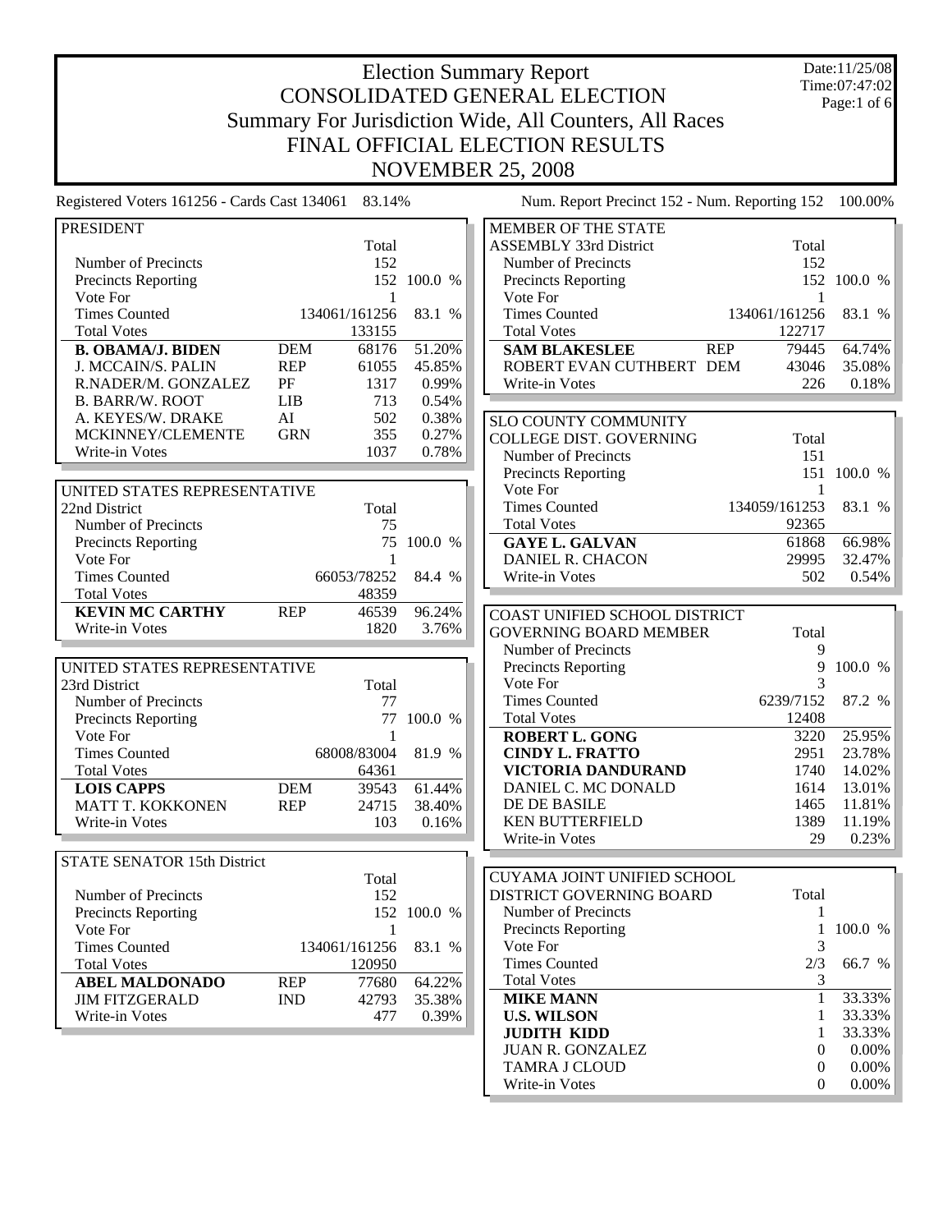# Election Summary Report

## CONSOLIDATED GENERAL ELECTION

## Summary For Jurisdiction Wide, All Counters, All Races

## FINAL OFFICIAL ELECTION RESULTS

## NOVEMBER 25, 2008

Date:11/25/08
Time:07:47:02

Registered Voters 161256 - Cards Cast 134061 83.14%

Num. Report Precinct 152 - Num. Reporting 152 100.00%

### PRESIDENT

| | | Total | |
|---|---|---|---|
| Number of Precincts | | 152 | |
| Precincts Reporting | | 152 | 100.0 % |
| Vote For | | 1 | |
| Times Counted | | 134061/161256 | 83.1 % |
| Total Votes | | 133155 | |
| **B. OBAMA/J. BIDEN** | DEM | 68176 | 51.20% |
| J. MCCAIN/S. PALIN | REP | 61055 | 45.85% |
| R.NADER/M. GONZALEZ | PF | 1317 | 0.99% |
| B. BARR/W. ROOT | LIB | 713 | 0.54% |
| A. KEYES/W. DRAKE | AI | 502 | 0.38% |
| MCKINNEY/CLEMENTE | GRN | 355 | 0.27% |
| Write-in Votes | | 1037 | 0.78% |

### UNITED STATES REPRESENTATIVE 22nd District

| | | Total | |
|---|---|---|---|
| Number of Precincts | | 75 | |
| Precincts Reporting | | 75 | 100.0 % |
| Vote For | | 1 | |
| Times Counted | | 66053/78252 | 84.4 % |
| Total Votes | | 48359 | |
| **KEVIN MC CARTHY** | REP | 46539 | 96.24% |
| Write-in Votes | | 1820 | 3.76% |

### UNITED STATES REPRESENTATIVE 23rd District

| | | Total | |
|---|---|---|---|
| Number of Precincts | | 77 | |
| Precincts Reporting | | 77 | 100.0 % |
| Vote For | | 1 | |
| Times Counted | | 68008/83004 | 81.9 % |
| Total Votes | | 64361 | |
| **LOIS CAPPS** | DEM | 39543 | 61.44% |
| MATT T. KOKKONEN | REP | 24715 | 38.40% |
| Write-in Votes | | 103 | 0.16% |

### STATE SENATOR 15th District

| | | Total | |
|---|---|---|---|
| Number of Precincts | | 152 | |
| Precincts Reporting | | 152 | 100.0 % |
| Vote For | | 1 | |
| Times Counted | | 134061/161256 | 83.1 % |
| Total Votes | | 120950 | |
| **ABEL MALDONADO** | REP | 77680 | 64.22% |
| JIM FITZGERALD | IND | 42793 | 35.38% |
| Write-in Votes | | 477 | 0.39% |

### MEMBER OF THE STATE ASSEMBLY 33rd District

| | | Total | |
|---|---|---|---|
| Number of Precincts | | 152 | |
| Precincts Reporting | | 152 | 100.0 % |
| Vote For | | 1 | |
| Times Counted | | 134061/161256 | 83.1 % |
| Total Votes | | 122717 | |
| **SAM BLAKESLEE** | REP | 79445 | 64.74% |
| ROBERT EVAN CUTHBERT | DEM | 43046 | 35.08% |
| Write-in Votes | | 226 | 0.18% |

### SLO COUNTY COMMUNITY COLLEGE DIST. GOVERNING

| | Total | |
|---|---|---|
| Number of Precincts | 151 | |
| Precincts Reporting | 151 | 100.0 % |
| Vote For | 1 | |
| Times Counted | 134059/161253 | 83.1 % |
| Total Votes | 92365 | |
| **GAYE L. GALVAN** | 61868 | 66.98% |
| DANIEL R. CHACON | 29995 | 32.47% |
| Write-in Votes | 502 | 0.54% |

### COAST UNIFIED SCHOOL DISTRICT GOVERNING BOARD MEMBER

| | Total | |
|---|---|---|
| Number of Precincts | 9 | |
| Precincts Reporting | 9 | 100.0 % |
| Vote For | 3 | |
| Times Counted | 6239/7152 | 87.2 % |
| Total Votes | 12408 | |
| **ROBERT L. GONG** | 3220 | 25.95% |
| **CINDY L. FRATTO** | 2951 | 23.78% |
| **VICTORIA DANDURAND** | 1740 | 14.02% |
| DANIEL C. MC DONALD | 1614 | 13.01% |
| DE DE BASILE | 1465 | 11.81% |
| KEN BUTTERFIELD | 1389 | 11.19% |
| Write-in Votes | 29 | 0.23% |

### CUYAMA JOINT UNIFIED SCHOOL DISTRICT GOVERNING BOARD

| | Total | |
|---|---|---|
| Number of Precincts | 1 | |
| Precincts Reporting | 1 | 100.0 % |
| Vote For | 3 | |
| Times Counted | 2/3 | 66.7 % |
| Total Votes | 3 | |
| **MIKE MANN** | 1 | 33.33% |
| **U.S. WILSON** | 1 | 33.33% |
| **JUDITH KIDD** | 1 | 33.33% |
| JUAN R. GONZALEZ | 0 | 0.00% |
| TAMRA J CLOUD | 0 | 0.00% |
| Write-in Votes | 0 | 0.00% |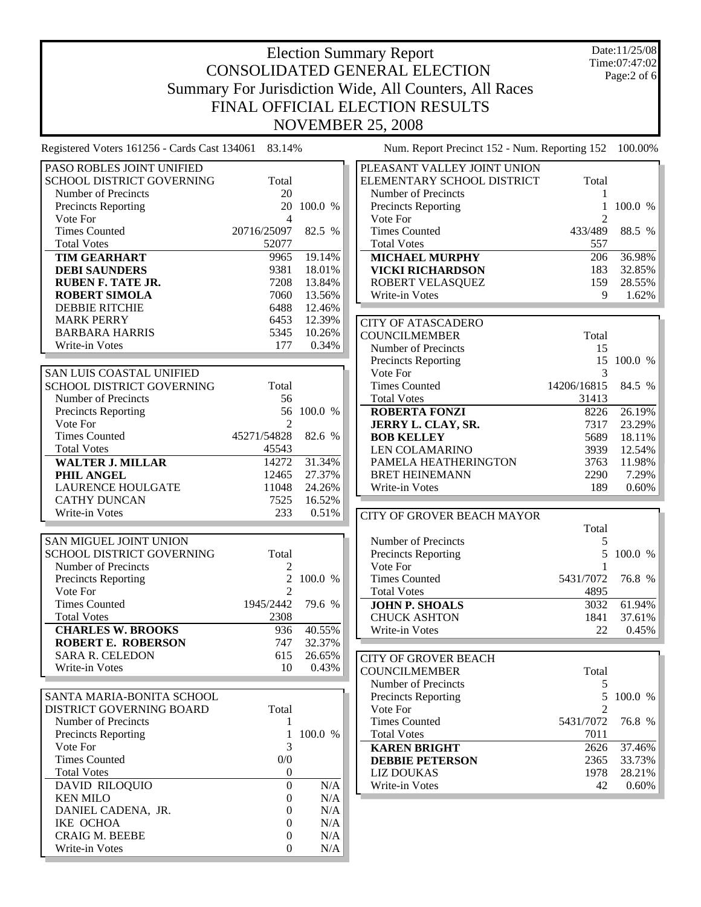# Election Summary Report
## CONSOLIDATED GENERAL ELECTION
## Summary For Jurisdiction Wide, All Counters, All Races
## FINAL OFFICIAL ELECTION RESULTS
## NOVEMBER 25, 2008

Date:11/25/08
Time:07:47:02

Registered Voters 161256 - Cards Cast 134061 83.14%

Num. Report Precinct 152 - Num. Reporting 152 100.00%

| PASO ROBLES JOINT UNIFIED SCHOOL DISTRICT GOVERNING | Total | |
|---|---|---|
| Number of Precincts | 20 | |
| Precincts Reporting | 20 | 100.0 % |
| Vote For | 4 | |
| Times Counted | 20716/25097 | 82.5 % |
| Total Votes | 52077 | |
| **TIM GEARHART** | 9965 | 19.14% |
| **DEBI SAUNDERS** | 9381 | 18.01% |
| **RUBEN F. TATE JR.** | 7208 | 13.84% |
| **ROBERT SIMOLA** | 7060 | 13.56% |
| DEBBIE RITCHIE | 6488 | 12.46% |
| MARK PERRY | 6453 | 12.39% |
| BARBARA HARRIS | 5345 | 10.26% |
| Write-in Votes | 177 | 0.34% |

| SAN LUIS COASTAL UNIFIED SCHOOL DISTRICT GOVERNING | Total | |
|---|---|---|
| Number of Precincts | 56 | |
| Precincts Reporting | 56 | 100.0 % |
| Vote For | 2 | |
| Times Counted | 45271/54828 | 82.6 % |
| Total Votes | 45543 | |
| **WALTER J. MILLAR** | 14272 | 31.34% |
| **PHIL ANGEL** | 12465 | 27.37% |
| LAURENCE HOULGATE | 11048 | 24.26% |
| CATHY DUNCAN | 7525 | 16.52% |
| Write-in Votes | 233 | 0.51% |

| SAN MIGUEL JOINT UNION SCHOOL DISTRICT GOVERNING | Total | |
|---|---|---|
| Number of Precincts | 2 | |
| Precincts Reporting | 2 | 100.0 % |
| Vote For | 2 | |
| Times Counted | 1945/2442 | 79.6 % |
| Total Votes | 2308 | |
| **CHARLES W. BROOKS** | 936 | 40.55% |
| **ROBERT E. ROBERSON** | 747 | 32.37% |
| SARA R. CELEDON | 615 | 26.65% |
| Write-in Votes | 10 | 0.43% |

| SANTA MARIA-BONITA SCHOOL DISTRICT GOVERNING BOARD | Total | |
|---|---|---|
| Number of Precincts | 1 | |
| Precincts Reporting | 1 | 100.0 % |
| Vote For | 3 | |
| Times Counted | 0/0 | |
| Total Votes | 0 | |
| DAVID RILOQUIO | 0 | N/A |
| KEN MILO | 0 | N/A |
| DANIEL CADENA, JR. | 0 | N/A |
| IKE OCHOA | 0 | N/A |
| CRAIG M. BEEBE | 0 | N/A |
| Write-in Votes | 0 | N/A |

| PLEASANT VALLEY JOINT UNION ELEMENTARY SCHOOL DISTRICT | Total | |
|---|---|---|
| Number of Precincts | 1 | |
| Precincts Reporting | 1 | 100.0 % |
| Vote For | 2 | |
| Times Counted | 433/489 | 88.5 % |
| Total Votes | 557 | |
| **MICHAEL MURPHY** | 206 | 36.98% |
| **VICKI RICHARDSON** | 183 | 32.85% |
| ROBERT VELASQUEZ | 159 | 28.55% |
| Write-in Votes | 9 | 1.62% |

| CITY OF ATASCADERO COUNCILMEMBER | Total | |
|---|---|---|
| Number of Precincts | 15 | |
| Precincts Reporting | 15 | 100.0 % |
| Vote For | 3 | |
| Times Counted | 14206/16815 | 84.5 % |
| Total Votes | 31413 | |
| **ROBERTA FONZI** | 8226 | 26.19% |
| **JERRY L. CLAY, SR.** | 7317 | 23.29% |
| **BOB KELLEY** | 5689 | 18.11% |
| LEN COLAMARINO | 3939 | 12.54% |
| PAMELA HEATHERINGTON | 3763 | 11.98% |
| BRET HEINEMANN | 2290 | 7.29% |
| Write-in Votes | 189 | 0.60% |

| CITY OF GROVER BEACH MAYOR | Total | |
|---|---|---|
| Number of Precincts | 5 | |
| Precincts Reporting | 5 | 100.0 % |
| Vote For | 1 | |
| Times Counted | 5431/7072 | 76.8 % |
| Total Votes | 4895 | |
| **JOHN P. SHOALS** | 3032 | 61.94% |
| CHUCK ASHTON | 1841 | 37.61% |
| Write-in Votes | 22 | 0.45% |

| CITY OF GROVER BEACH COUNCILMEMBER | Total | |
|---|---|---|
| Number of Precincts | 5 | |
| Precincts Reporting | 5 | 100.0 % |
| Vote For | 2 | |
| Times Counted | 5431/7072 | 76.8 % |
| Total Votes | 7011 | |
| **KAREN BRIGHT** | 2626 | 37.46% |
| **DEBBIE PETERSON** | 2365 | 33.73% |
| LIZ DOUKAS | 1978 | 28.21% |
| Write-in Votes | 42 | 0.60% |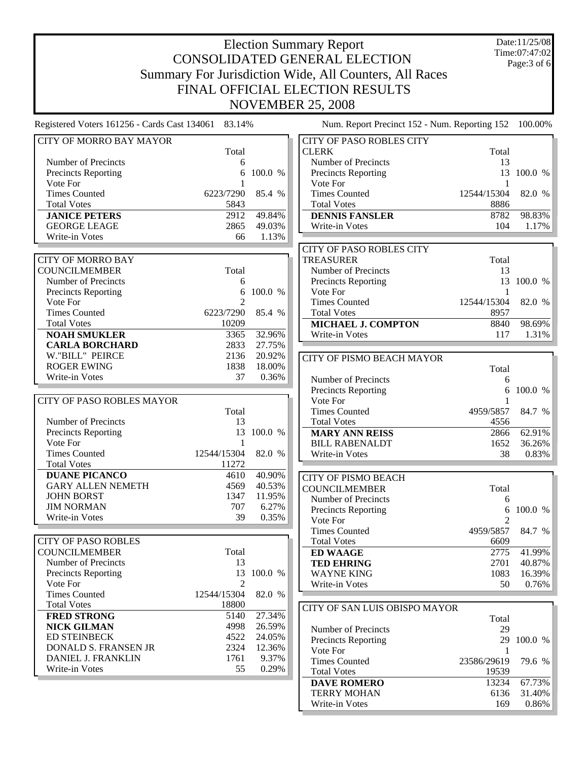# Election Summary Report

## CONSOLIDATED GENERAL ELECTION

## Summary For Jurisdiction Wide, All Counters, All Races

## FINAL OFFICIAL ELECTION RESULTS

## NOVEMBER 25, 2008

Date:11/25/08
Time:07:47:02

Registered Voters 161256 - Cards Cast 134061 83.14%

Num. Report Precinct 152 - Num. Reporting 152 100.00%

### CITY OF MORRO BAY MAYOR

| | Total | |
|---|---|---|
| Number of Precincts | 6 | |
| Precincts Reporting | 6 | 100.0 % |
| Vote For | 1 | |
| Times Counted | 6223/7290 | 85.4 % |
| Total Votes | 5843 | |
| **JANICE PETERS** | 2912 | 49.84% |
| GEORGE LEAGE | 2865 | 49.03% |
| Write-in Votes | 66 | 1.13% |

### CITY OF MORRO BAY COUNCILMEMBER

| | Total | |
|---|---|---|
| Number of Precincts | 6 | |
| Precincts Reporting | 6 | 100.0 % |
| Vote For | 2 | |
| Times Counted | 6223/7290 | 85.4 % |
| Total Votes | 10209 | |
| **NOAH SMUKLER** | 3365 | 32.96% |
| **CARLA BORCHARD** | 2833 | 27.75% |
| W."BILL" PEIRCE | 2136 | 20.92% |
| ROGER EWING | 1838 | 18.00% |
| Write-in Votes | 37 | 0.36% |

### CITY OF PASO ROBLES MAYOR

| | Total | |
|---|---|---|
| Number of Precincts | 13 | |
| Precincts Reporting | 13 | 100.0 % |
| Vote For | 1 | |
| Times Counted | 12544/15304 | 82.0 % |
| Total Votes | 11272 | |
| **DUANE PICANCO** | 4610 | 40.90% |
| GARY ALLEN NEMETH | 4569 | 40.53% |
| JOHN BORST | 1347 | 11.95% |
| JIM NORMAN | 707 | 6.27% |
| Write-in Votes | 39 | 0.35% |

### CITY OF PASO ROBLES COUNCILMEMBER

| | Total | |
|---|---|---|
| Number of Precincts | 13 | |
| Precincts Reporting | 13 | 100.0 % |
| Vote For | 2 | |
| Times Counted | 12544/15304 | 82.0 % |
| Total Votes | 18800 | |
| **FRED STRONG** | 5140 | 27.34% |
| **NICK GILMAN** | 4998 | 26.59% |
| ED STEINBECK | 4522 | 24.05% |
| DONALD S. FRANSEN JR | 2324 | 12.36% |
| DANIEL J. FRANKLIN | 1761 | 9.37% |
| Write-in Votes | 55 | 0.29% |

### CITY OF PASO ROBLES CITY CLERK

| | Total | |
|---|---|---|
| Number of Precincts | 13 | |
| Precincts Reporting | 13 | 100.0 % |
| Vote For | 1 | |
| Times Counted | 12544/15304 | 82.0 % |
| Total Votes | 8886 | |
| **DENNIS FANSLER** | 8782 | 98.83% |
| Write-in Votes | 104 | 1.17% |

### CITY OF PASO ROBLES CITY TREASURER

| | Total | |
|---|---|---|
| Number of Precincts | 13 | |
| Precincts Reporting | 13 | 100.0 % |
| Vote For | 1 | |
| Times Counted | 12544/15304 | 82.0 % |
| Total Votes | 8957 | |
| **MICHAEL J. COMPTON** | 8840 | 98.69% |
| Write-in Votes | 117 | 1.31% |

### CITY OF PISMO BEACH MAYOR

| | Total | |
|---|---|---|
| Number of Precincts | 6 | |
| Precincts Reporting | 6 | 100.0 % |
| Vote For | 1 | |
| Times Counted | 4959/5857 | 84.7 % |
| Total Votes | 4556 | |
| **MARY ANN REISS** | 2866 | 62.91% |
| BILL RABENALDT | 1652 | 36.26% |
| Write-in Votes | 38 | 0.83% |

### CITY OF PISMO BEACH COUNCILMEMBER

| | Total | |
|---|---|---|
| Number of Precincts | 6 | |
| Precincts Reporting | 6 | 100.0 % |
| Vote For | 2 | |
| Times Counted | 4959/5857 | 84.7 % |
| Total Votes | 6609 | |
| **ED WAAGE** | 2775 | 41.99% |
| **TED EHRING** | 2701 | 40.87% |
| WAYNE KING | 1083 | 16.39% |
| Write-in Votes | 50 | 0.76% |

### CITY OF SAN LUIS OBISPO MAYOR

| | Total | |
|---|---|---|
| Number of Precincts | 29 | |
| Precincts Reporting | 29 | 100.0 % |
| Vote For | 1 | |
| Times Counted | 23586/29619 | 79.6 % |
| Total Votes | 19539 | |
| **DAVE ROMERO** | 13234 | 67.73% |
| TERRY MOHAN | 6136 | 31.40% |
| Write-in Votes | 169 | 0.86% |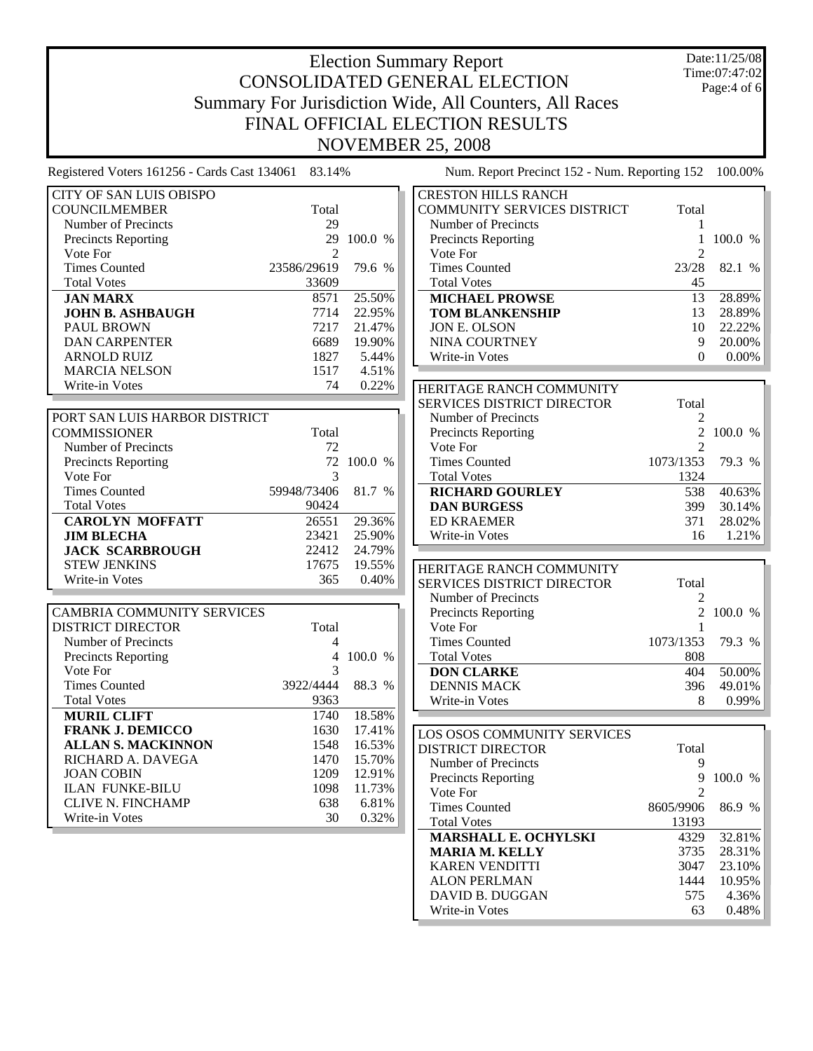# Election Summary Report

## CONSOLIDATED GENERAL ELECTION

## Summary For Jurisdiction Wide, All Counters, All Races

## FINAL OFFICIAL ELECTION RESULTS

## NOVEMBER 25, 2008

Date:11/25/08
Time:07:47:02

Registered Voters 161256 - Cards Cast 134061 83.14%

Num. Report Precinct 152 - Num. Reporting 152 100.00%

| CITY OF SAN LUIS OBISPO COUNCILMEMBER | Total | |
|---|---|---|
| Number of Precincts | 29 | |
| Precincts Reporting | 29 | 100.0 % |
| Vote For | 2 | |
| Times Counted | 23586/29619 | 79.6 % |
| Total Votes | 33609 | |
| **JAN MARX** | 8571 | 25.50% |
| **JOHN B. ASHBAUGH** | 7714 | 22.95% |
| PAUL BROWN | 7217 | 21.47% |
| DAN CARPENTER | 6689 | 19.90% |
| ARNOLD RUIZ | 1827 | 5.44% |
| MARCIA NELSON | 1517 | 4.51% |
| Write-in Votes | 74 | 0.22% |

| PORT SAN LUIS HARBOR DISTRICT COMMISSIONER | Total | |
|---|---|---|
| Number of Precincts | 72 | |
| Precincts Reporting | 72 | 100.0 % |
| Vote For | 3 | |
| Times Counted | 59948/73406 | 81.7 % |
| Total Votes | 90424 | |
| **CAROLYN MOFFATT** | 26551 | 29.36% |
| **JIM BLECHA** | 23421 | 25.90% |
| **JACK SCARBROUGH** | 22412 | 24.79% |
| STEW JENKINS | 17675 | 19.55% |
| Write-in Votes | 365 | 0.40% |

| CAMBRIA COMMUNITY SERVICES DISTRICT DIRECTOR | Total | |
|---|---|---|
| Number of Precincts | 4 | |
| Precincts Reporting | 4 | 100.0 % |
| Vote For | 3 | |
| Times Counted | 3922/4444 | 88.3 % |
| Total Votes | 9363 | |
| **MURIL CLIFT** | 1740 | 18.58% |
| **FRANK J. DEMICCO** | 1630 | 17.41% |
| **ALLAN S. MACKINNON** | 1548 | 16.53% |
| RICHARD A. DAVEGA | 1470 | 15.70% |
| JOAN COBIN | 1209 | 12.91% |
| ILAN FUNKE-BILU | 1098 | 11.73% |
| CLIVE N. FINCHAMP | 638 | 6.81% |
| Write-in Votes | 30 | 0.32% |

| CRESTON HILLS RANCH COMMUNITY SERVICES DISTRICT | Total | |
|---|---|---|
| Number of Precincts | 1 | |
| Precincts Reporting | 1 | 100.0 % |
| Vote For | 2 | |
| Times Counted | 23/28 | 82.1 % |
| Total Votes | 45 | |
| **MICHAEL PROWSE** | 13 | 28.89% |
| **TOM BLANKENSHIP** | 13 | 28.89% |
| JON E. OLSON | 10 | 22.22% |
| NINA COURTNEY | 9 | 20.00% |
| Write-in Votes | 0 | 0.00% |

| HERITAGE RANCH COMMUNITY SERVICES DISTRICT DIRECTOR | Total | |
|---|---|---|
| Number of Precincts | 2 | |
| Precincts Reporting | 2 | 100.0 % |
| Vote For | 2 | |
| Times Counted | 1073/1353 | 79.3 % |
| Total Votes | 1324 | |
| **RICHARD GOURLEY** | 538 | 40.63% |
| **DAN BURGESS** | 399 | 30.14% |
| ED KRAEMER | 371 | 28.02% |
| Write-in Votes | 16 | 1.21% |

| HERITAGE RANCH COMMUNITY SERVICES DISTRICT DIRECTOR | Total | |
|---|---|---|
| Number of Precincts | 2 | |
| Precincts Reporting | 2 | 100.0 % |
| Vote For | 1 | |
| Times Counted | 1073/1353 | 79.3 % |
| Total Votes | 808 | |
| **DON CLARKE** | 404 | 50.00% |
| DENNIS MACK | 396 | 49.01% |
| Write-in Votes | 8 | 0.99% |

| LOS OSOS COMMUNITY SERVICES DISTRICT DIRECTOR | Total | |
|---|---|---|
| Number of Precincts | 9 | |
| Precincts Reporting | 9 | 100.0 % |
| Vote For | 2 | |
| Times Counted | 8605/9906 | 86.9 % |
| Total Votes | 13193 | |
| **MARSHALL E. OCHYLSKI** | 4329 | 32.81% |
| **MARIA M. KELLY** | 3735 | 28.31% |
| KAREN VENDITTI | 3047 | 23.10% |
| ALON PERLMAN | 1444 | 10.95% |
| DAVID B. DUGGAN | 575 | 4.36% |
| Write-in Votes | 63 | 0.48% |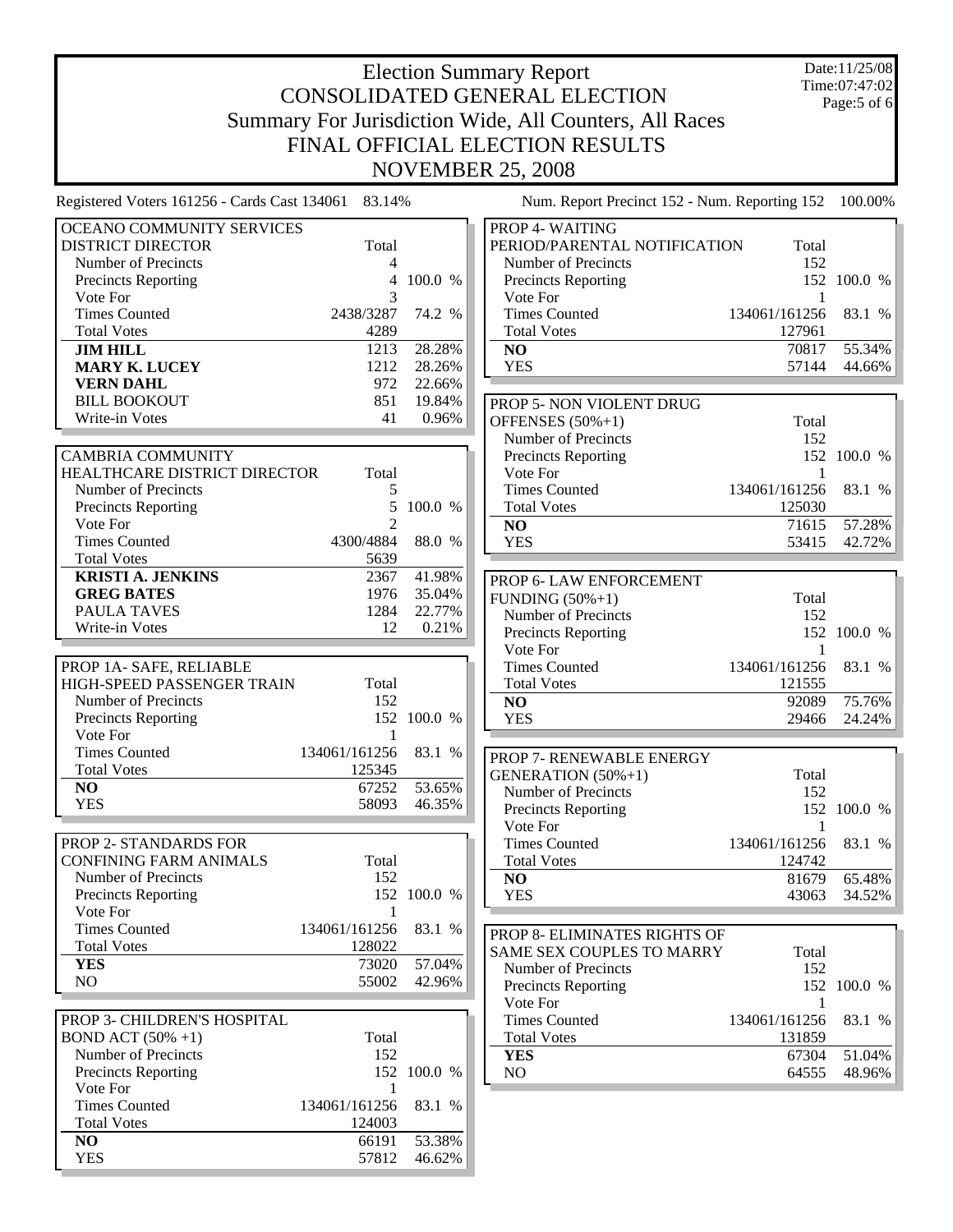# Election Summary Report

Date:11/25/08
Time:07:47:02

## CONSOLIDATED GENERAL ELECTION

## Summary For Jurisdiction Wide, All Counters, All Races

## FINAL OFFICIAL ELECTION RESULTS

## NOVEMBER 25, 2008

Registered Voters 161256 - Cards Cast 134061 83.14%

Num. Report Precinct 152 - Num. Reporting 152 100.00%

| OCEANO COMMUNITY SERVICES DISTRICT DIRECTOR | Total | |
|---|---|---|
| Number of Precincts | 4 | |
| Precincts Reporting | 4 | 100.0 % |
| Vote For | 3 | |
| Times Counted | 2438/3287 | 74.2 % |
| Total Votes | 4289 | |
| **JIM HILL** | 1213 | 28.28% |
| **MARY K. LUCEY** | 1212 | 28.26% |
| **VERN DAHL** | 972 | 22.66% |
| BILL BOOKOUT | 851 | 19.84% |
| Write-in Votes | 41 | 0.96% |

| CAMBRIA COMMUNITY HEALTHCARE DISTRICT DIRECTOR | Total | |
|---|---|---|
| Number of Precincts | 5 | |
| Precincts Reporting | 5 | 100.0 % |
| Vote For | 2 | |
| Times Counted | 4300/4884 | 88.0 % |
| Total Votes | 5639 | |
| **KRISTI A. JENKINS** | 2367 | 41.98% |
| **GREG BATES** | 1976 | 35.04% |
| PAULA TAVES | 1284 | 22.77% |
| Write-in Votes | 12 | 0.21% |

| PROP 1A- SAFE, RELIABLE HIGH-SPEED PASSENGER TRAIN | Total | |
|---|---|---|
| Number of Precincts | 152 | |
| Precincts Reporting | 152 | 100.0 % |
| Vote For | 1 | |
| Times Counted | 134061/161256 | 83.1 % |
| Total Votes | 125345 | |
| **NO** | 67252 | 53.65% |
| YES | 58093 | 46.35% |

| PROP 2- STANDARDS FOR CONFINING FARM ANIMALS | Total | |
|---|---|---|
| Number of Precincts | 152 | |
| Precincts Reporting | 152 | 100.0 % |
| Vote For | 1 | |
| Times Counted | 134061/161256 | 83.1 % |
| Total Votes | 128022 | |
| **YES** | 73020 | 57.04% |
| NO | 55002 | 42.96% |

| PROP 3- CHILDREN'S HOSPITAL BOND ACT (50% +1) | Total | |
|---|---|---|
| Number of Precincts | 152 | |
| Precincts Reporting | 152 | 100.0 % |
| Vote For | 1 | |
| Times Counted | 134061/161256 | 83.1 % |
| Total Votes | 124003 | |
| **NO** | 66191 | 53.38% |
| YES | 57812 | 46.62% |

| PROP 4- WAITING PERIOD/PARENTAL NOTIFICATION | Total | |
|---|---|---|
| Number of Precincts | 152 | |
| Precincts Reporting | 152 | 100.0 % |
| Vote For | 1 | |
| Times Counted | 134061/161256 | 83.1 % |
| Total Votes | 127961 | |
| **NO** | 70817 | 55.34% |
| YES | 57144 | 44.66% |

| PROP 5- NON VIOLENT DRUG OFFENSES (50%+1) | Total | |
|---|---|---|
| Number of Precincts | 152 | |
| Precincts Reporting | 152 | 100.0 % |
| Vote For | 1 | |
| Times Counted | 134061/161256 | 83.1 % |
| Total Votes | 125030 | |
| **NO** | 71615 | 57.28% |
| YES | 53415 | 42.72% |

| PROP 6- LAW ENFORCEMENT FUNDING (50%+1) | Total | |
|---|---|---|
| Number of Precincts | 152 | |
| Precincts Reporting | 152 | 100.0 % |
| Vote For | 1 | |
| Times Counted | 134061/161256 | 83.1 % |
| Total Votes | 121555 | |
| **NO** | 92089 | 75.76% |
| YES | 29466 | 24.24% |

| PROP 7- RENEWABLE ENERGY GENERATION (50%+1) | Total | |
|---|---|---|
| Number of Precincts | 152 | |
| Precincts Reporting | 152 | 100.0 % |
| Vote For | 1 | |
| Times Counted | 134061/161256 | 83.1 % |
| Total Votes | 124742 | |
| **NO** | 81679 | 65.48% |
| YES | 43063 | 34.52% |

| PROP 8- ELIMINATES RIGHTS OF SAME SEX COUPLES TO MARRY | Total | |
|---|---|---|
| Number of Precincts | 152 | |
| Precincts Reporting | 152 | 100.0 % |
| Vote For | 1 | |
| Times Counted | 134061/161256 | 83.1 % |
| Total Votes | 131859 | |
| **YES** | 67304 | 51.04% |
| NO | 64555 | 48.96% |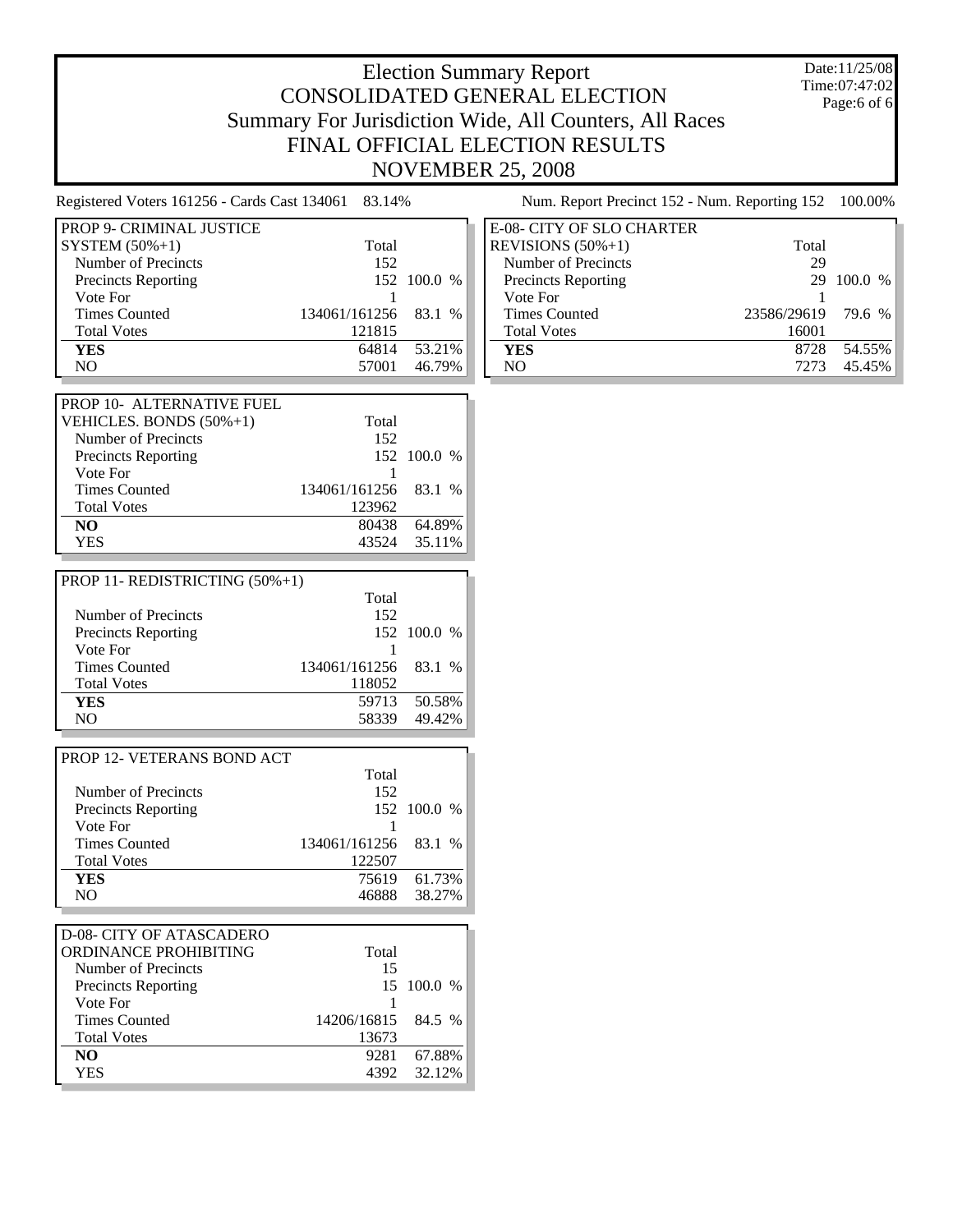# Election Summary Report
# CONSOLIDATED GENERAL ELECTION
## Summary For Jurisdiction Wide, All Counters, All Races
## FINAL OFFICIAL ELECTION RESULTS
## NOVEMBER 25, 2008

Date:11/25/08
Time:07:47:02

Registered Voters 161256 - Cards Cast 134061 83.14%

Num. Report Precinct 152 - Num. Reporting 152 100.00%

| PROP 9- CRIMINAL JUSTICE SYSTEM (50%+1) | Total | |
|---|---|---|
| Number of Precincts | 152 | |
| Precincts Reporting | 152 | 100.0 % |
| Vote For | 1 | |
| Times Counted | 134061/161256 | 83.1 % |
| Total Votes | 121815 | |
| **YES** | 64814 | 53.21% |
| NO | 57001 | 46.79% |

| PROP 10- ALTERNATIVE FUEL VEHICLES. BONDS (50%+1) | Total | |
|---|---|---|
| Number of Precincts | 152 | |
| Precincts Reporting | 152 | 100.0 % |
| Vote For | 1 | |
| Times Counted | 134061/161256 | 83.1 % |
| Total Votes | 123962 | |
| **NO** | 80438 | 64.89% |
| YES | 43524 | 35.11% |

| PROP 11- REDISTRICTING (50%+1) | Total | |
|---|---|---|
| Number of Precincts | 152 | |
| Precincts Reporting | 152 | 100.0 % |
| Vote For | 1 | |
| Times Counted | 134061/161256 | 83.1 % |
| Total Votes | 118052 | |
| **YES** | 59713 | 50.58% |
| NO | 58339 | 49.42% |

| PROP 12- VETERANS BOND ACT | Total | |
|---|---|---|
| Number of Precincts | 152 | |
| Precincts Reporting | 152 | 100.0 % |
| Vote For | 1 | |
| Times Counted | 134061/161256 | 83.1 % |
| Total Votes | 122507 | |
| **YES** | 75619 | 61.73% |
| NO | 46888 | 38.27% |

| D-08- CITY OF ATASCADERO ORDINANCE PROHIBITING | Total | |
|---|---|---|
| Number of Precincts | 15 | |
| Precincts Reporting | 15 | 100.0 % |
| Vote For | 1 | |
| Times Counted | 14206/16815 | 84.5 % |
| Total Votes | 13673 | |
| **NO** | 9281 | 67.88% |
| YES | 4392 | 32.12% |

| E-08- CITY OF SLO CHARTER REVISIONS (50%+1) | Total | |
|---|---|---|
| Number of Precincts | 29 | |
| Precincts Reporting | 29 | 100.0 % |
| Vote For | 1 | |
| Times Counted | 23586/29619 | 79.6 % |
| Total Votes | 16001 | |
| **YES** | 8728 | 54.55% |
| NO | 7273 | 45.45% |